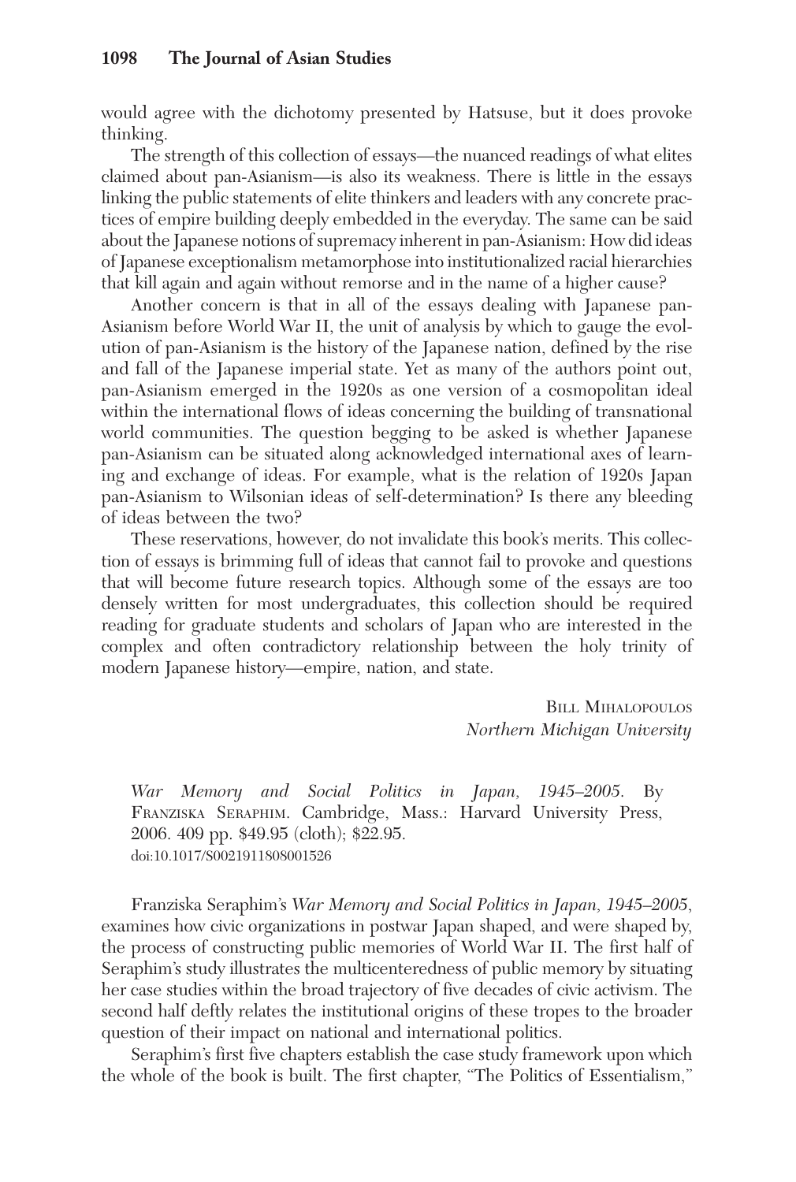would agree with the dichotomy presented by Hatsuse, but it does provoke thinking.

The strength of this collection of essays—the nuanced readings of what elites claimed about pan-Asianism—is also its weakness. There is little in the essays linking the public statements of elite thinkers and leaders with any concrete practices of empire building deeply embedded in the everyday. The same can be said about the Japanese notions of supremacy inherent in pan-Asianism: How did ideas of Japanese exceptionalism metamorphose into institutionalized racial hierarchies that kill again and again without remorse and in the name of a higher cause?

Another concern is that in all of the essays dealing with Japanese pan-Asianism before World War II, the unit of analysis by which to gauge the evolution of pan-Asianism is the history of the Japanese nation, defined by the rise and fall of the Japanese imperial state. Yet as many of the authors point out, pan-Asianism emerged in the 1920s as one version of a cosmopolitan ideal within the international flows of ideas concerning the building of transnational world communities. The question begging to be asked is whether Japanese pan-Asianism can be situated along acknowledged international axes of learning and exchange of ideas. For example, what is the relation of 1920s Japan pan-Asianism to Wilsonian ideas of self-determination? Is there any bleeding of ideas between the two?

These reservations, however, do not invalidate this book's merits. This collection of essays is brimming full of ideas that cannot fail to provoke and questions that will become future research topics. Although some of the essays are too densely written for most undergraduates, this collection should be required reading for graduate students and scholars of Japan who are interested in the complex and often contradictory relationship between the holy trinity of modern Japanese history—empire, nation, and state.

BILL MIHALOPOULOS
*Northern Michigan University*

*War Memory and Social Politics in Japan, 1945–2005*. By FRANZISKA SERAPHIM. Cambridge, Mass.: Harvard University Press, 2006. 409 pp. $49.95 (cloth); $22.95.
doi:10.1017/S0021911808001526

Franziska Seraphim's *War Memory and Social Politics in Japan, 1945–2005*, examines how civic organizations in postwar Japan shaped, and were shaped by, the process of constructing public memories of World War II. The first half of Seraphim's study illustrates the multicenteredness of public memory by situating her case studies within the broad trajectory of five decades of civic activism. The second half deftly relates the institutional origins of these tropes to the broader question of their impact on national and international politics.

Seraphim's first five chapters establish the case study framework upon which the whole of the book is built. The first chapter, "The Politics of Essentialism,"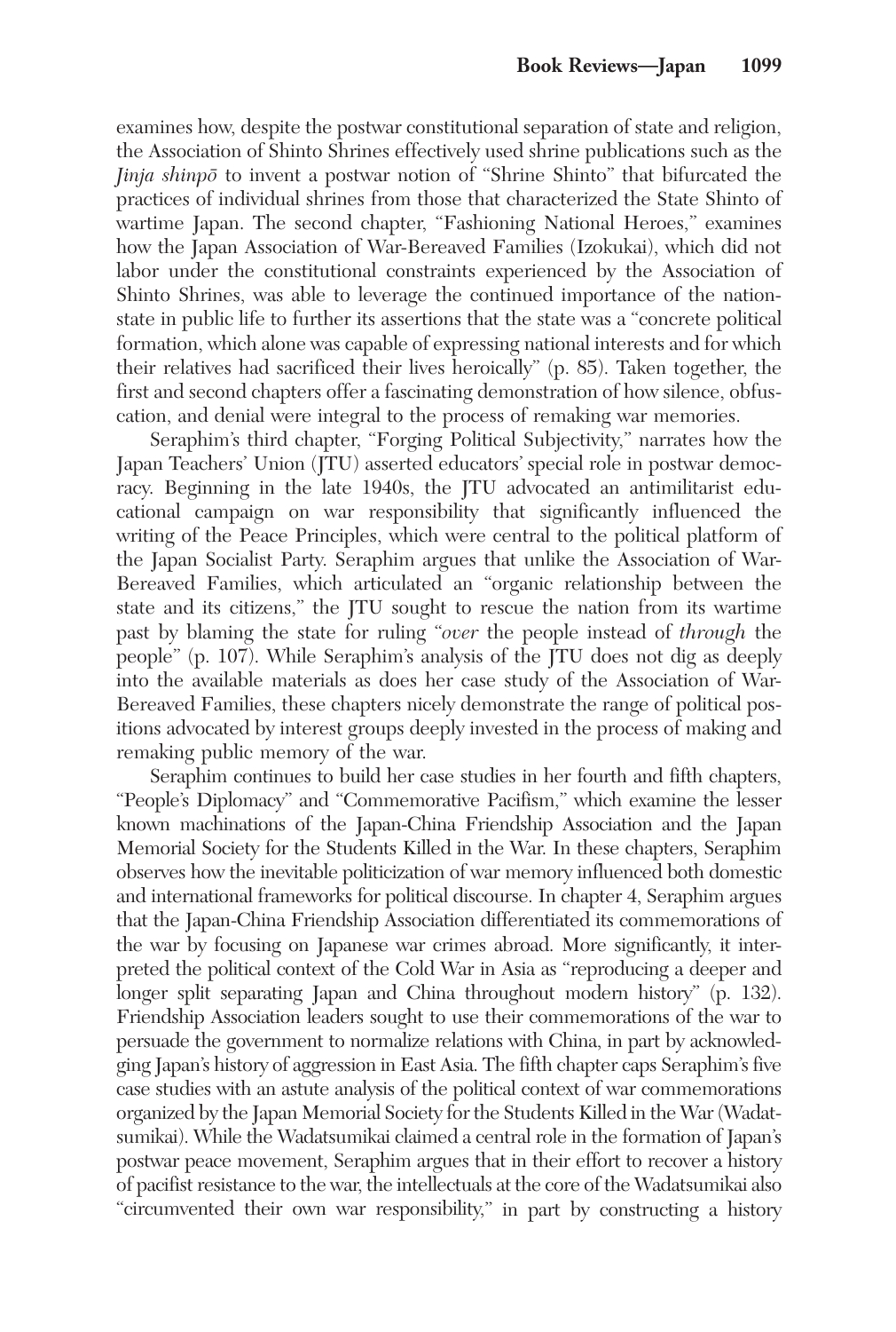examines how, despite the postwar constitutional separation of state and religion, the Association of Shinto Shrines effectively used shrine publications such as the *Jinja shinpō* to invent a postwar notion of "Shrine Shinto" that bifurcated the practices of individual shrines from those that characterized the State Shinto of wartime Japan. The second chapter, "Fashioning National Heroes," examines how the Japan Association of War-Bereaved Families (Izokukai), which did not labor under the constitutional constraints experienced by the Association of Shinto Shrines, was able to leverage the continued importance of the nation-state in public life to further its assertions that the state was a "concrete political formation, which alone was capable of expressing national interests and for which their relatives had sacrificed their lives heroically" (p. 85). Taken together, the first and second chapters offer a fascinating demonstration of how silence, obfuscation, and denial were integral to the process of remaking war memories.

Seraphim's third chapter, "Forging Political Subjectivity," narrates how the Japan Teachers' Union (JTU) asserted educators' special role in postwar democracy. Beginning in the late 1940s, the JTU advocated an antimilitarist educational campaign on war responsibility that significantly influenced the writing of the Peace Principles, which were central to the political platform of the Japan Socialist Party. Seraphim argues that unlike the Association of War-Bereaved Families, which articulated an "organic relationship between the state and its citizens," the JTU sought to rescue the nation from its wartime past by blaming the state for ruling "*over* the people instead of *through* the people" (p. 107). While Seraphim's analysis of the JTU does not dig as deeply into the available materials as does her case study of the Association of War-Bereaved Families, these chapters nicely demonstrate the range of political positions advocated by interest groups deeply invested in the process of making and remaking public memory of the war.

Seraphim continues to build her case studies in her fourth and fifth chapters, "People's Diplomacy" and "Commemorative Pacifism," which examine the lesser known machinations of the Japan-China Friendship Association and the Japan Memorial Society for the Students Killed in the War. In these chapters, Seraphim observes how the inevitable politicization of war memory influenced both domestic and international frameworks for political discourse. In chapter 4, Seraphim argues that the Japan-China Friendship Association differentiated its commemorations of the war by focusing on Japanese war crimes abroad. More significantly, it interpreted the political context of the Cold War in Asia as "reproducing a deeper and longer split separating Japan and China throughout modern history" (p. 132). Friendship Association leaders sought to use their commemorations of the war to persuade the government to normalize relations with China, in part by acknowledging Japan's history of aggression in East Asia. The fifth chapter caps Seraphim's five case studies with an astute analysis of the political context of war commemorations organized by the Japan Memorial Society for the Students Killed in the War (Wadatsumikai). While the Wadatsumikai claimed a central role in the formation of Japan's postwar peace movement, Seraphim argues that in their effort to recover a history of pacifist resistance to the war, the intellectuals at the core of the Wadatsumikai also "circumvented their own war responsibility," in part by constructing a history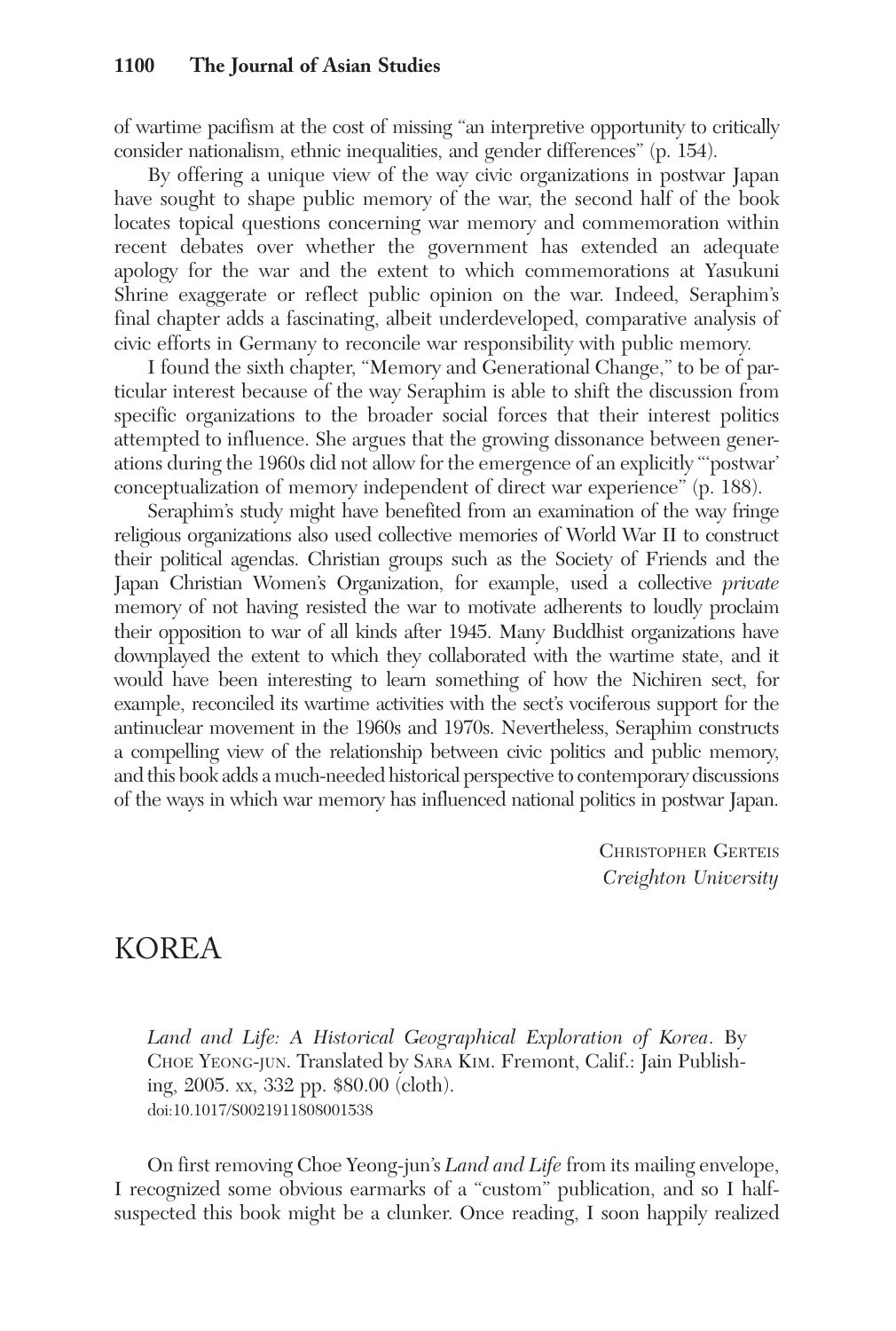of wartime pacifism at the cost of missing "an interpretive opportunity to critically consider nationalism, ethnic inequalities, and gender differences" (p. 154).

By offering a unique view of the way civic organizations in postwar Japan have sought to shape public memory of the war, the second half of the book locates topical questions concerning war memory and commemoration within recent debates over whether the government has extended an adequate apology for the war and the extent to which commemorations at Yasukuni Shrine exaggerate or reflect public opinion on the war. Indeed, Seraphim's final chapter adds a fascinating, albeit underdeveloped, comparative analysis of civic efforts in Germany to reconcile war responsibility with public memory.

I found the sixth chapter, "Memory and Generational Change," to be of particular interest because of the way Seraphim is able to shift the discussion from specific organizations to the broader social forces that their interest politics attempted to influence. She argues that the growing dissonance between generations during the 1960s did not allow for the emergence of an explicitly "'postwar' conceptualization of memory independent of direct war experience" (p. 188).

Seraphim's study might have benefited from an examination of the way fringe religious organizations also used collective memories of World War II to construct their political agendas. Christian groups such as the Society of Friends and the Japan Christian Women's Organization, for example, used a collective *private* memory of not having resisted the war to motivate adherents to loudly proclaim their opposition to war of all kinds after 1945. Many Buddhist organizations have downplayed the extent to which they collaborated with the wartime state, and it would have been interesting to learn something of how the Nichiren sect, for example, reconciled its wartime activities with the sect's vociferous support for the antinuclear movement in the 1960s and 1970s. Nevertheless, Seraphim constructs a compelling view of the relationship between civic politics and public memory, and this book adds a much-needed historical perspective to contemporary discussions of the ways in which war memory has influenced national politics in postwar Japan.

Christopher Gerteis
*Creighton University*

# KOREA

*Land and Life: A Historical Geographical Exploration of Korea*. By Choe Yeong-jun. Translated by Sara Kim. Fremont, Calif.: Jain Publishing, 2005. xx, 332 pp. $80.00 (cloth).
doi:10.1017/S0021911808001538

On first removing Choe Yeong-jun's *Land and Life* from its mailing envelope, I recognized some obvious earmarks of a "custom" publication, and so I half-suspected this book might be a clunker. Once reading, I soon happily realized